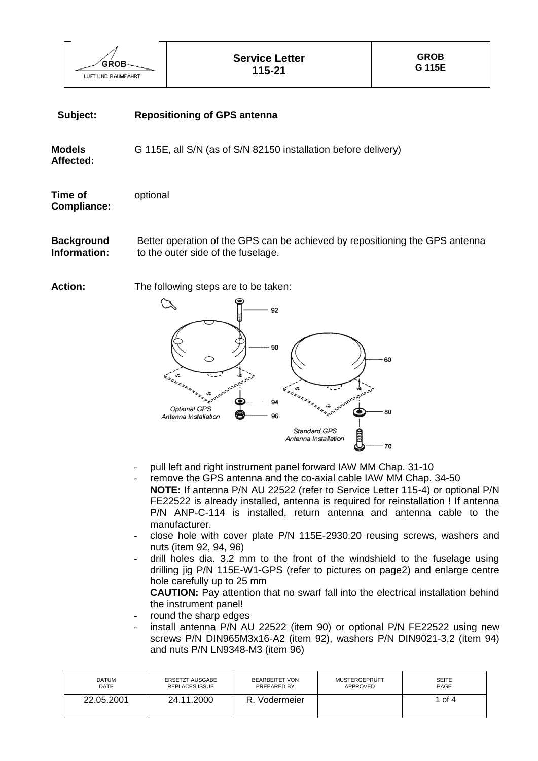| GROB LUFT UND RAUMFAHRT | **Service Letter 115-21** | **GROB G 115E** |
|---|---|---|

**Subject:** **Repositioning of GPS antenna**

**Models Affected:** G 115E, all S/N (as of S/N 82150 installation before delivery)

**Time of Compliance:** optional

**Background Information:** Better operation of the GPS can be achieved by repositioning the GPS antenna to the outer side of the fuselage.

**Action:** The following steps are to be taken:

- pull left and right instrument panel forward IAW MM Chap. 31-10
- remove the GPS antenna and the co-axial cable IAW MM Chap. 34-50
  **NOTE:** If antenna P/N AU 22522 (refer to Service Letter 115-4) or optional P/N FE22522 is already installed, antenna is required for reinstallation ! If antenna P/N ANP-C-114 is installed, return antenna and antenna cable to the manufacturer.
- close hole with cover plate P/N 115E-2930.20 reusing screws, washers and nuts (item 92, 94, 96)
- drill holes dia. 3.2 mm to the front of the windshield to the fuselage using drilling jig P/N 115E-W1-GPS (refer to pictures on page2) and enlarge centre hole carefully up to 25 mm
  **CAUTION:** Pay attention that no swarf fall into the electrical installation behind the instrument panel!
- round the sharp edges
- install antenna P/N AU 22522 (item 90) or optional P/N FE22522 using new screws P/N DIN965M3x16-A2 (item 92), washers P/N DIN9021-3,2 (item 94) and nuts P/N LN9348-M3 (item 96)

| DATUM DATE | ERSETZT AUSGABE REPLACES ISSUE | BEARBEITET VON PREPARED BY | MUSTERGEPRÜFT APPROVED | SEITE PAGE |
|---|---|---|---|---|
| 22.05.2001 | 24.11.2000 | R. Vodermeier | | 1 of 4 |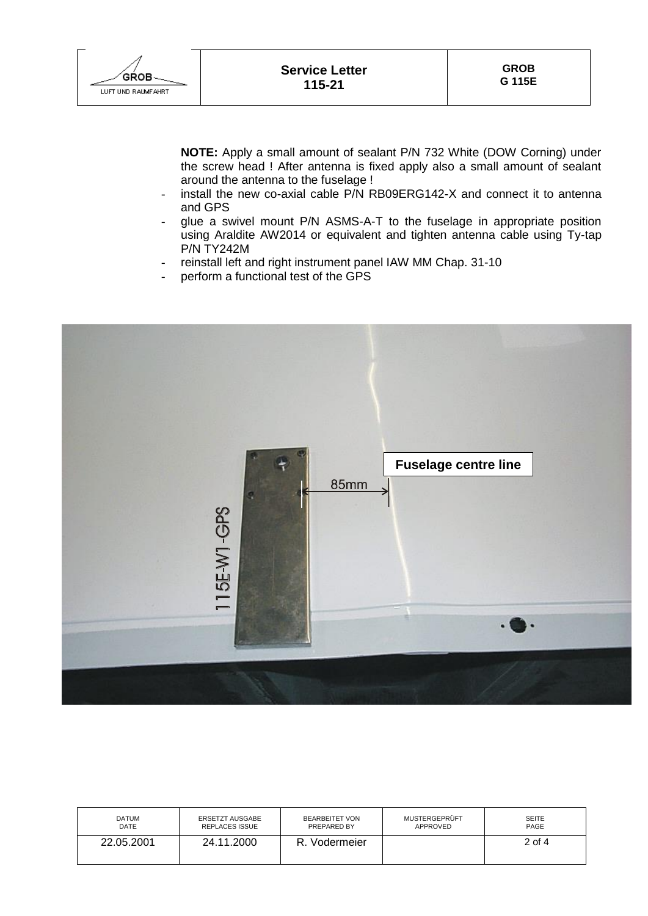**NOTE:** Apply a small amount of sealant P/N 732 White (DOW Corning) under the screw head ! After antenna is fixed apply also a small amount of sealant around the antenna to the fuselage !

- install the new co-axial cable P/N RB09ERG142-X and connect it to antenna and GPS
- glue a swivel mount P/N ASMS-A-T to the fuselage in appropriate position using Araldite AW2014 or equivalent and tighten antenna cable using Ty-tap P/N TY242M
- reinstall left and right instrument panel IAW MM Chap. 31-10
- perform a functional test of the GPS

| DATUM<br>DATE | ERSETZT AUSGABE<br>REPLACES ISSUE | BEARBEITET VON<br>PREPARED BY | MUSTERGEPRÜFT<br>APPROVED | SEITE<br>PAGE |
|---|---|---|---|---|
| 22.05.2001 | 24.11.2000 | R. Vodermeier | | 2 of 4 |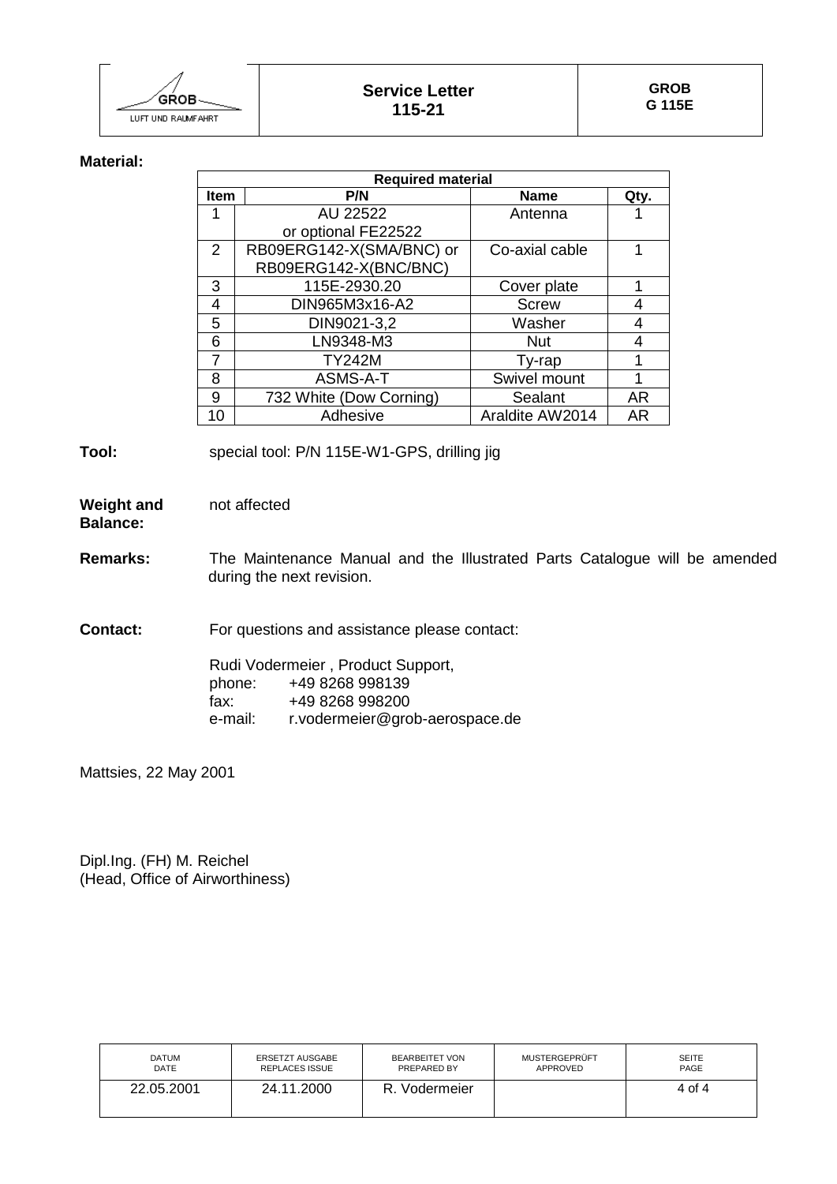**Material:**

| Required material | | | |
|---|---|---|---|
| Item | P/N | Name | Qty. |
| 1 | AU 22522 or optional FE22522 | Antenna | 1 |
| 2 | RB09ERG142-X(SMA/BNC) or RB09ERG142-X(BNC/BNC) | Co-axial cable | 1 |
| 3 | 115E-2930.20 | Cover plate | 1 |
| 4 | DIN965M3x16-A2 | Screw | 4 |
| 5 | DIN9021-3,2 | Washer | 4 |
| 6 | LN9348-M3 | Nut | 4 |
| 7 | TY242M | Ty-rap | 1 |
| 8 | ASMS-A-T | Swivel mount | 1 |
| 9 | 732 White (Dow Corning) | Sealant | AR |
| 10 | Adhesive | Araldite AW2014 | AR |

**Tool:** special tool: P/N 115E-W1-GPS, drilling jig

**Weight and Balance:** not affected

**Remarks:** The Maintenance Manual and the Illustrated Parts Catalogue will be amended during the next revision.

**Contact:** For questions and assistance please contact:

Rudi Vodermeier , Product Support,
phone: +49 8268 998139
fax: +49 8268 998200
e-mail: r.vodermeier@grob-aerospace.de

Mattsies, 22 May 2001

Dipl.Ing. (FH) M. Reichel
(Head, Office of Airworthiness)

| DATUM DATE | ERSETZT AUSGABE REPLACES ISSUE | BEARBEITET VON PREPARED BY | MUSTERGEPRÜFT APPROVED |
|---|---|---|---|
| 22.05.2001 | 24.11.2000 | R. Vodermeier | |